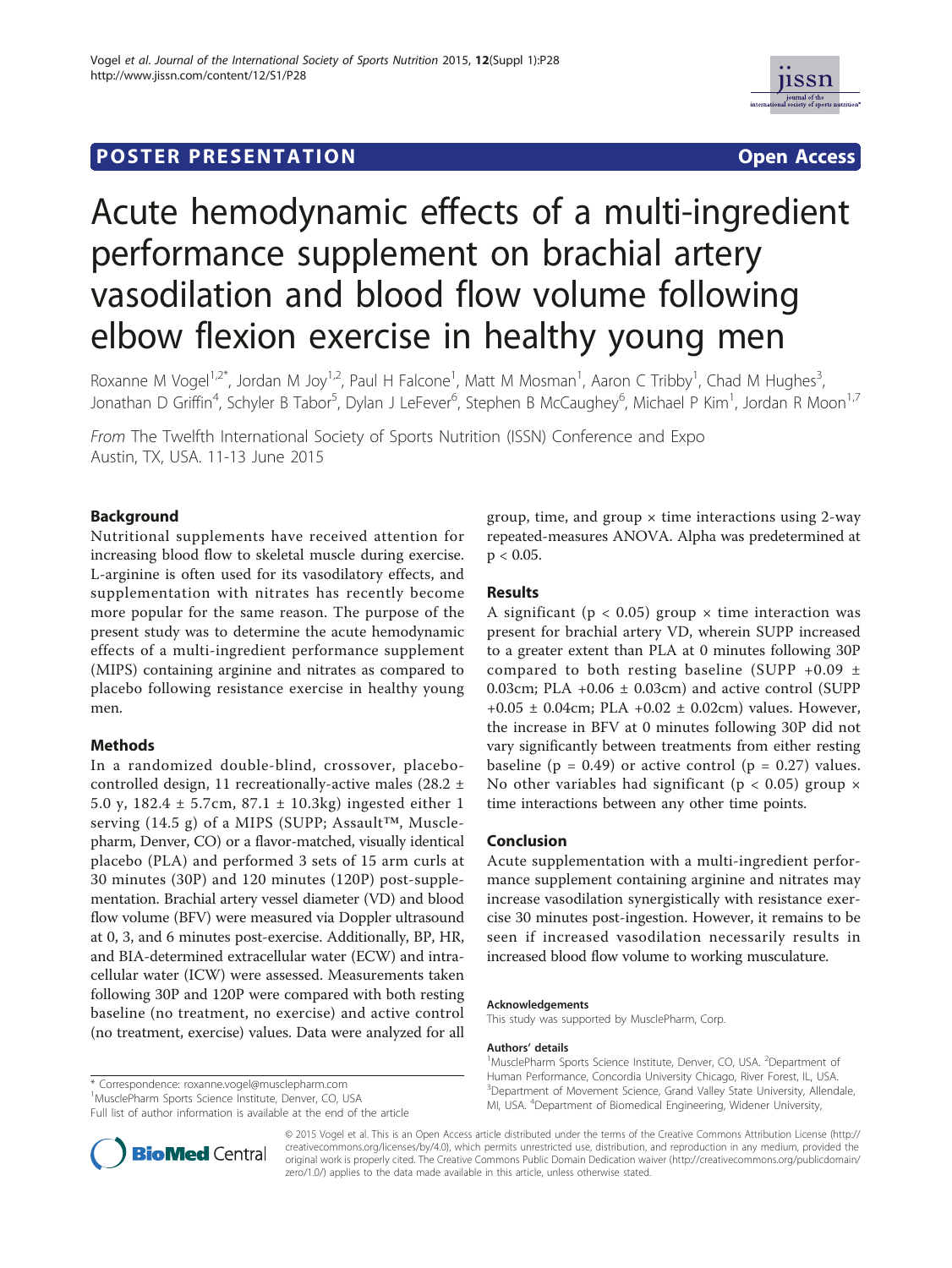**POSTER PRESENTATION** **Open Access**

# Acute hemodynamic effects of a multi-ingredient performance supplement on brachial artery vasodilation and blood flow volume following elbow flexion exercise in healthy young men

Roxanne M Vogel[1,2*], Jordan M Joy[1,2], Paul H Falcone[1], Matt M Mosman[1], Aaron C Tribby[1], Chad M Hughes[3], Jonathan D Griffin[4], Schyler B Tabor[5], Dylan J LeFever[6], Stephen B McCaughey[6], Michael P Kim[1], Jordan R Moon[1,7]

*From* The Twelfth International Society of Sports Nutrition (ISSN) Conference and Expo
Austin, TX, USA. 11-13 June 2015

## Background

Nutritional supplements have received attention for increasing blood flow to skeletal muscle during exercise. L-arginine is often used for its vasodilatory effects, and supplementation with nitrates has recently become more popular for the same reason. The purpose of the present study was to determine the acute hemodynamic effects of a multi-ingredient performance supplement (MIPS) containing arginine and nitrates as compared to placebo following resistance exercise in healthy young men.

## Methods

In a randomized double-blind, crossover, placebo-controlled design, 11 recreationally-active males (28.2 ± 5.0 y, 182.4 ± 5.7cm, 87.1 ± 10.3kg) ingested either 1 serving (14.5 g) of a MIPS (SUPP; Assault™, Musclepharm, Denver, CO) or a flavor-matched, visually identical placebo (PLA) and performed 3 sets of 15 arm curls at 30 minutes (30P) and 120 minutes (120P) post-supplementation. Brachial artery vessel diameter (VD) and blood flow volume (BFV) were measured via Doppler ultrasound at 0, 3, and 6 minutes post-exercise. Additionally, BP, HR, and BIA-determined extracellular water (ECW) and intracellular water (ICW) were assessed. Measurements taken following 30P and 120P were compared with both resting baseline (no treatment, no exercise) and active control (no treatment, exercise) values. Data were analyzed for all group, time, and group × time interactions using 2-way repeated-measures ANOVA. Alpha was predetermined at $p < 0.05$.

## Results

A significant ($p < 0.05$) group × time interaction was present for brachial artery VD, wherein SUPP increased to a greater extent than PLA at 0 minutes following 30P compared to both resting baseline (SUPP +0.09 ± 0.03cm; PLA +0.06 ± 0.03cm) and active control (SUPP +0.05 ± 0.04cm; PLA +0.02 ± 0.02cm) values. However, the increase in BFV at 0 minutes following 30P did not vary significantly between treatments from either resting baseline ($p = 0.49$) or active control ($p = 0.27$) values. No other variables had significant ($p < 0.05$) group × time interactions between any other time points.

## Conclusion

Acute supplementation with a multi-ingredient performance supplement containing arginine and nitrates may increase vasodilation synergistically with resistance exercise 30 minutes post-ingestion. However, it remains to be seen if increased vasodilation necessarily results in increased blood flow volume to working musculature.

#### Acknowledgements

This study was supported by MusclePharm, Corp.

#### Authors' details

[1]MusclePharm Sports Science Institute, Denver, CO, USA. [2]Department of Human Performance, Concordia University Chicago, River Forest, IL, USA. [3]Department of Movement Science, Grand Valley State University, Allendale, MI, USA. [4]Department of Biomedical Engineering, Widener University,

\* Correspondence: roxanne.vogel@musclepharm.com
[1]MusclePharm Sports Science Institute, Denver, CO, USA
Full list of author information is available at the end of the article

© 2015 Vogel et al. This is an Open Access article distributed under the terms of the Creative Commons Attribution License (http://creativecommons.org/licenses/by/4.0), which permits unrestricted use, distribution, and reproduction in any medium, provided the original work is properly cited. The Creative Commons Public Domain Dedication waiver (http://creativecommons.org/publicdomain/zero/1.0/) applies to the data made available in this article, unless otherwise stated.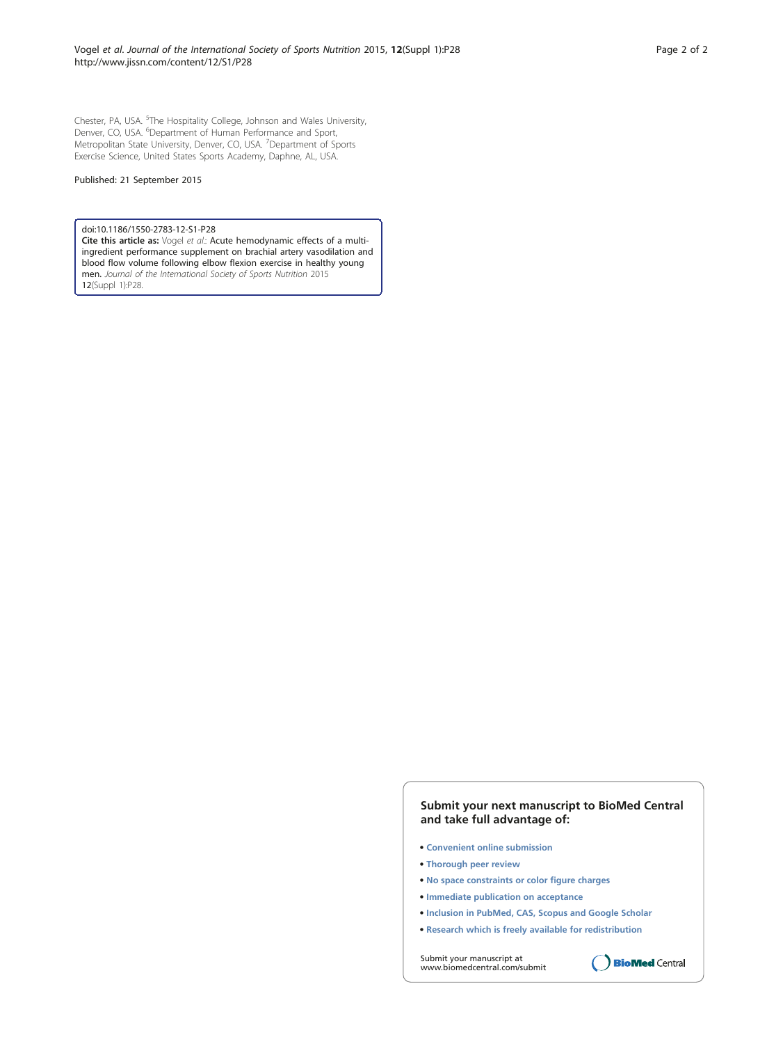Chester, PA, USA. [5]The Hospitality College, Johnson and Wales University, Denver, CO, USA. [6]Department of Human Performance and Sport, Metropolitan State University, Denver, CO, USA. [7]Department of Sports Exercise Science, United States Sports Academy, Daphne, AL, USA.

Published: 21 September 2015

doi:10.1186/1550-2783-12-S1-P28

**Cite this article as:** Vogel *et al.*: Acute hemodynamic effects of a multi-ingredient performance supplement on brachial artery vasodilation and blood flow volume following elbow flexion exercise in healthy young men. *Journal of the International Society of Sports Nutrition* 2015 **12**(Suppl 1):P28.

**Submit your next manuscript to BioMed Central and take full advantage of:**

- **Convenient online submission**
- **Thorough peer review**
- **No space constraints or color figure charges**
- **Immediate publication on acceptance**
- **Inclusion in PubMed, CAS, Scopus and Google Scholar**
- **Research which is freely available for redistribution**

Submit your manuscript at www.biomedcentral.com/submit

BioMed Central